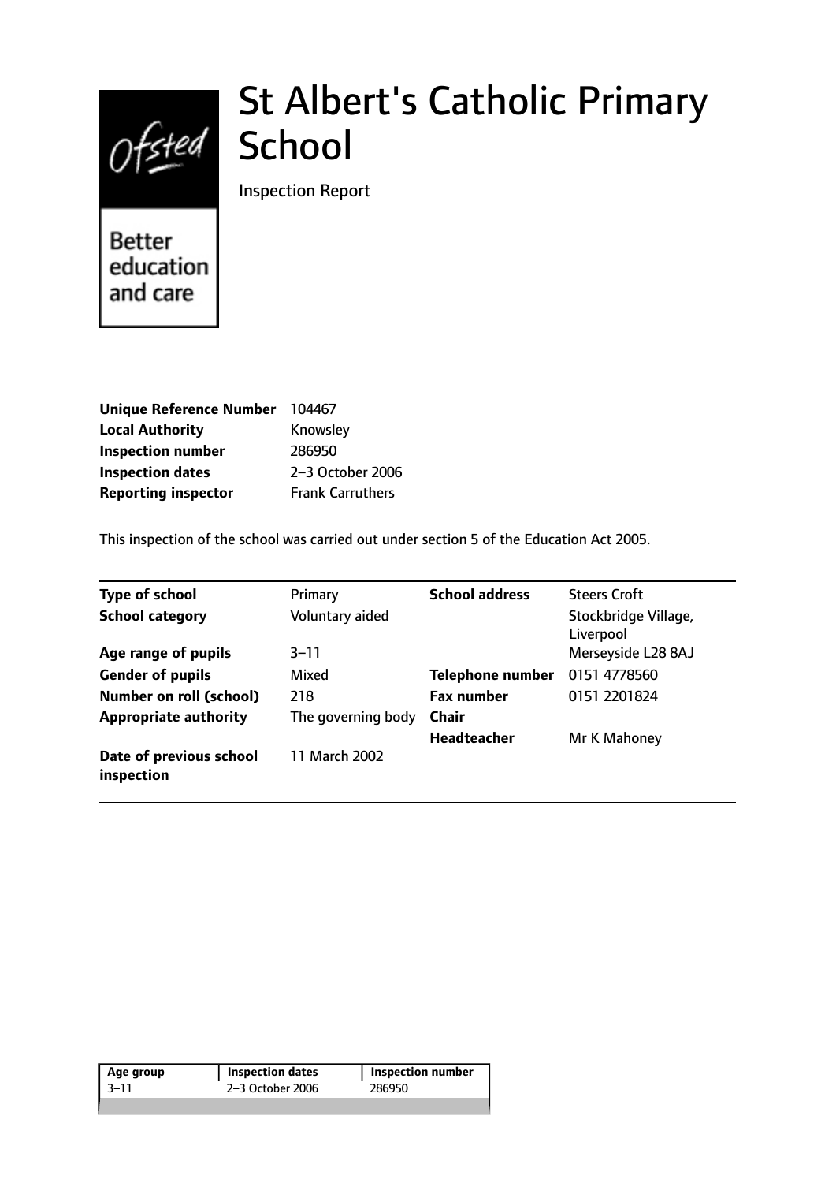# St Albert's Catholic Primary School

Inspection Report

Better education and care

| | |
|---|---|
| **Unique Reference Number** | 104467 |
| **Local Authority** | Knowsley |
| **Inspection number** | 286950 |
| **Inspection dates** | 2–3 October 2006 |
| **Reporting inspector** | Frank Carruthers |

This inspection of the school was carried out under section 5 of the Education Act 2005.

| | | | |
|---|---|---|---|
| **Type of school** | Primary | **School address** | Steers Croft |
| **School category** | Voluntary aided | | Stockbridge Village, Liverpool |
| **Age range of pupils** | 3–11 | | Merseyside L28 8AJ |
| **Gender of pupils** | Mixed | **Telephone number** | 0151 4778560 |
| **Number on roll (school)** | 218 | **Fax number** | 0151 2201824 |
| **Appropriate authority** | The governing body | **Chair** | |
| | | **Headteacher** | Mr K Mahoney |
| **Date of previous school inspection** | 11 March 2002 | | |

| Age group | Inspection dates | Inspection number |
|---|---|---|
| 3–11 | 2–3 October 2006 | 286950 |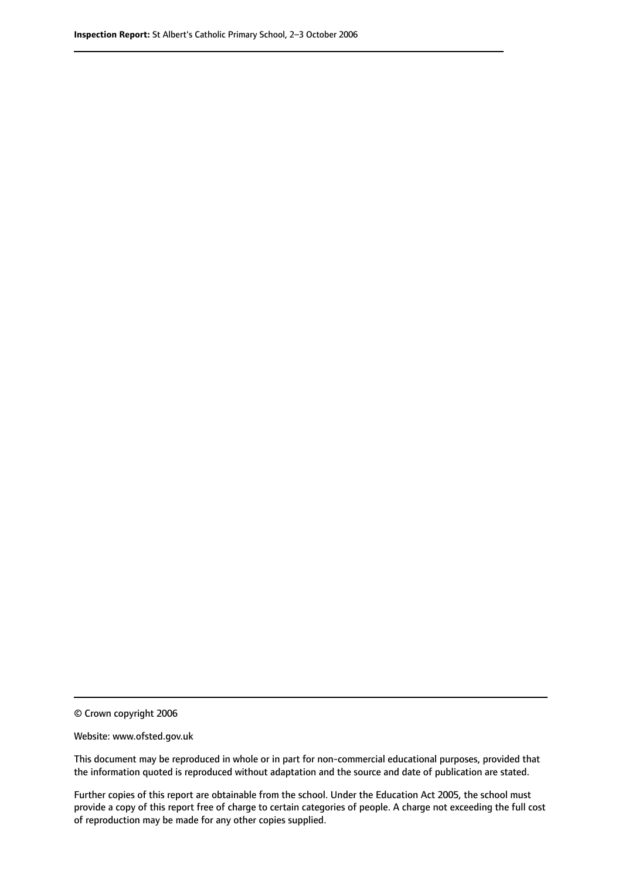© Crown copyright 2006

Website: www.ofsted.gov.uk

This document may be reproduced in whole or in part for non-commercial educational purposes, provided that the information quoted is reproduced without adaptation and the source and date of publication are stated.

Further copies of this report are obtainable from the school. Under the Education Act 2005, the school must provide a copy of this report free of charge to certain categories of people. A charge not exceeding the full cost of reproduction may be made for any other copies supplied.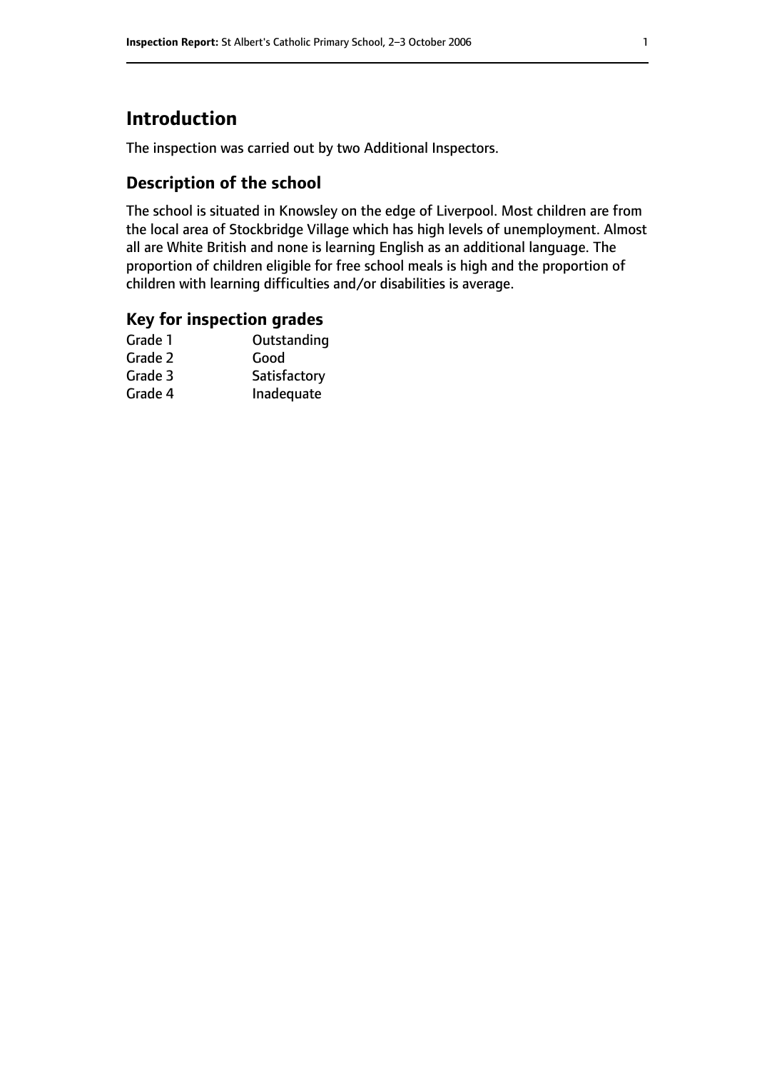# Introduction

The inspection was carried out by two Additional Inspectors.

## Description of the school

The school is situated in Knowsley on the edge of Liverpool. Most children are from the local area of Stockbridge Village which has high levels of unemployment. Almost all are White British and none is learning English as an additional language. The proportion of children eligible for free school meals is high and the proportion of children with learning difficulties and/or disabilities is average.

## Key for inspection grades

| | |
|---|---|
| Grade 1 | Outstanding |
| Grade 2 | Good |
| Grade 3 | Satisfactory |
| Grade 4 | Inadequate |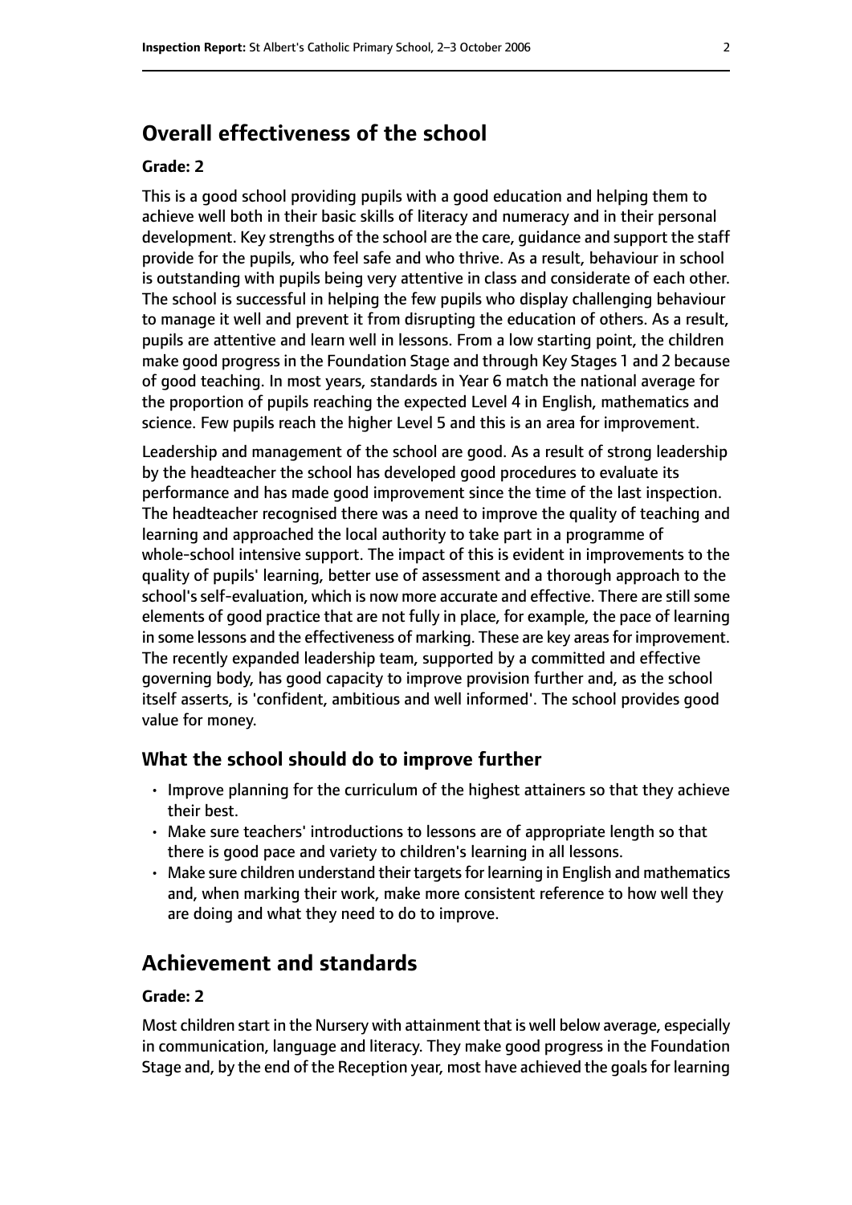## Overall effectiveness of the school

**Grade: 2**

This is a good school providing pupils with a good education and helping them to achieve well both in their basic skills of literacy and numeracy and in their personal development. Key strengths of the school are the care, guidance and support the staff provide for the pupils, who feel safe and who thrive. As a result, behaviour in school is outstanding with pupils being very attentive in class and considerate of each other. The school is successful in helping the few pupils who display challenging behaviour to manage it well and prevent it from disrupting the education of others. As a result, pupils are attentive and learn well in lessons. From a low starting point, the children make good progress in the Foundation Stage and through Key Stages 1 and 2 because of good teaching. In most years, standards in Year 6 match the national average for the proportion of pupils reaching the expected Level 4 in English, mathematics and science. Few pupils reach the higher Level 5 and this is an area for improvement.

Leadership and management of the school are good. As a result of strong leadership by the headteacher the school has developed good procedures to evaluate its performance and has made good improvement since the time of the last inspection. The headteacher recognised there was a need to improve the quality of teaching and learning and approached the local authority to take part in a programme of whole-school intensive support. The impact of this is evident in improvements to the quality of pupils' learning, better use of assessment and a thorough approach to the school's self-evaluation, which is now more accurate and effective. There are still some elements of good practice that are not fully in place, for example, the pace of learning in some lessons and the effectiveness of marking. These are key areas for improvement. The recently expanded leadership team, supported by a committed and effective governing body, has good capacity to improve provision further and, as the school itself asserts, is 'confident, ambitious and well informed'. The school provides good value for money.

### What the school should do to improve further

- Improve planning for the curriculum of the highest attainers so that they achieve their best.
- Make sure teachers' introductions to lessons are of appropriate length so that there is good pace and variety to children's learning in all lessons.
- Make sure children understand their targets for learning in English and mathematics and, when marking their work, make more consistent reference to how well they are doing and what they need to do to improve.

## Achievement and standards

**Grade: 2**

Most children start in the Nursery with attainment that is well below average, especially in communication, language and literacy. They make good progress in the Foundation Stage and, by the end of the Reception year, most have achieved the goals for learning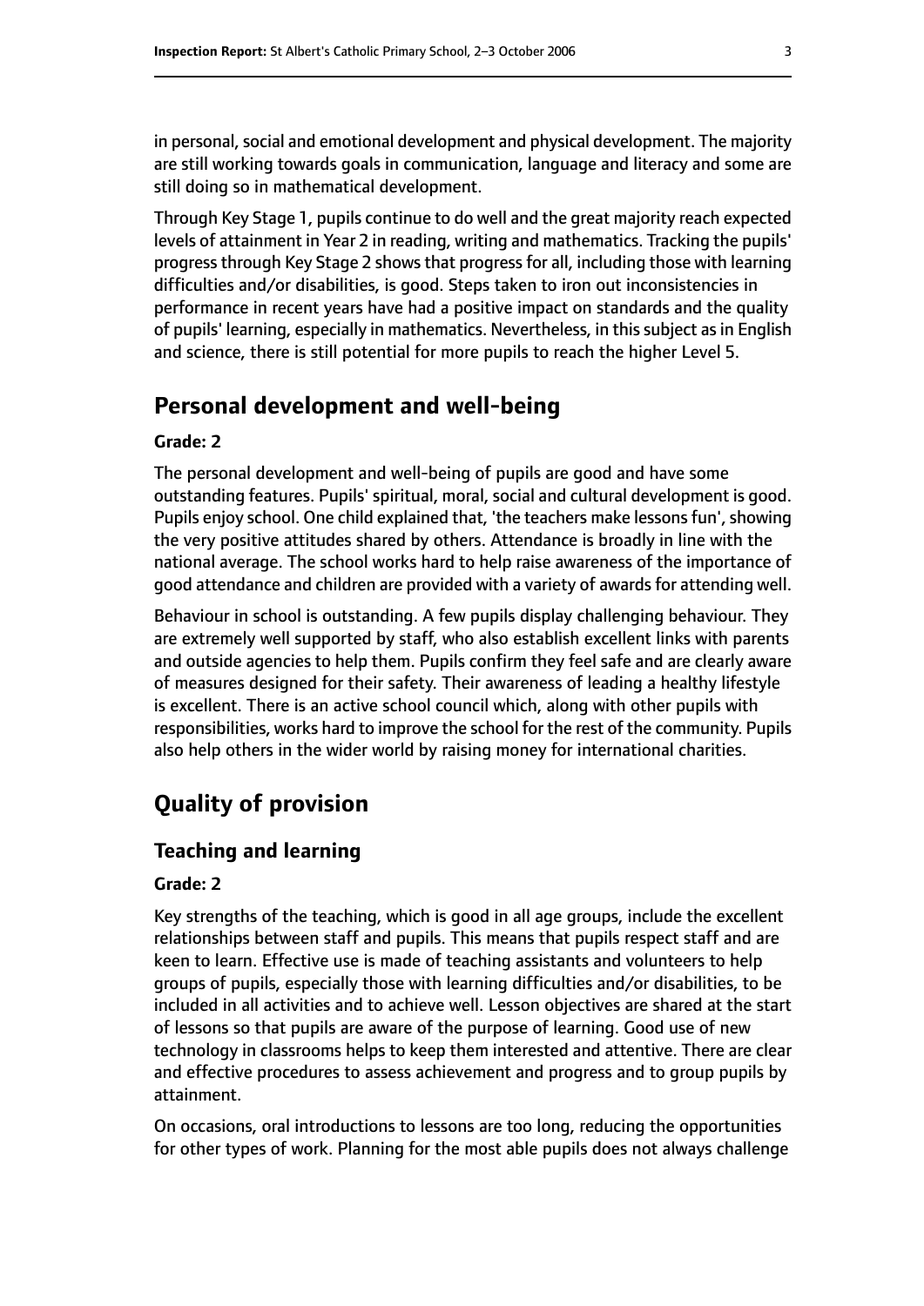in personal, social and emotional development and physical development. The majority are still working towards goals in communication, language and literacy and some are still doing so in mathematical development.

Through Key Stage 1, pupils continue to do well and the great majority reach expected levels of attainment in Year 2 in reading, writing and mathematics. Tracking the pupils' progress through Key Stage 2 shows that progress for all, including those with learning difficulties and/or disabilities, is good. Steps taken to iron out inconsistencies in performance in recent years have had a positive impact on standards and the quality of pupils' learning, especially in mathematics. Nevertheless, in this subject as in English and science, there is still potential for more pupils to reach the higher Level 5.

## Personal development and well-being

**Grade: 2**

The personal development and well-being of pupils are good and have some outstanding features. Pupils' spiritual, moral, social and cultural development is good. Pupils enjoy school. One child explained that, 'the teachers make lessons fun', showing the very positive attitudes shared by others. Attendance is broadly in line with the national average. The school works hard to help raise awareness of the importance of good attendance and children are provided with a variety of awards for attending well.

Behaviour in school is outstanding. A few pupils display challenging behaviour. They are extremely well supported by staff, who also establish excellent links with parents and outside agencies to help them. Pupils confirm they feel safe and are clearly aware of measures designed for their safety. Their awareness of leading a healthy lifestyle is excellent. There is an active school council which, along with other pupils with responsibilities, works hard to improve the school for the rest of the community. Pupils also help others in the wider world by raising money for international charities.

## Quality of provision

### Teaching and learning

**Grade: 2**

Key strengths of the teaching, which is good in all age groups, include the excellent relationships between staff and pupils. This means that pupils respect staff and are keen to learn. Effective use is made of teaching assistants and volunteers to help groups of pupils, especially those with learning difficulties and/or disabilities, to be included in all activities and to achieve well. Lesson objectives are shared at the start of lessons so that pupils are aware of the purpose of learning. Good use of new technology in classrooms helps to keep them interested and attentive. There are clear and effective procedures to assess achievement and progress and to group pupils by attainment.

On occasions, oral introductions to lessons are too long, reducing the opportunities for other types of work. Planning for the most able pupils does not always challenge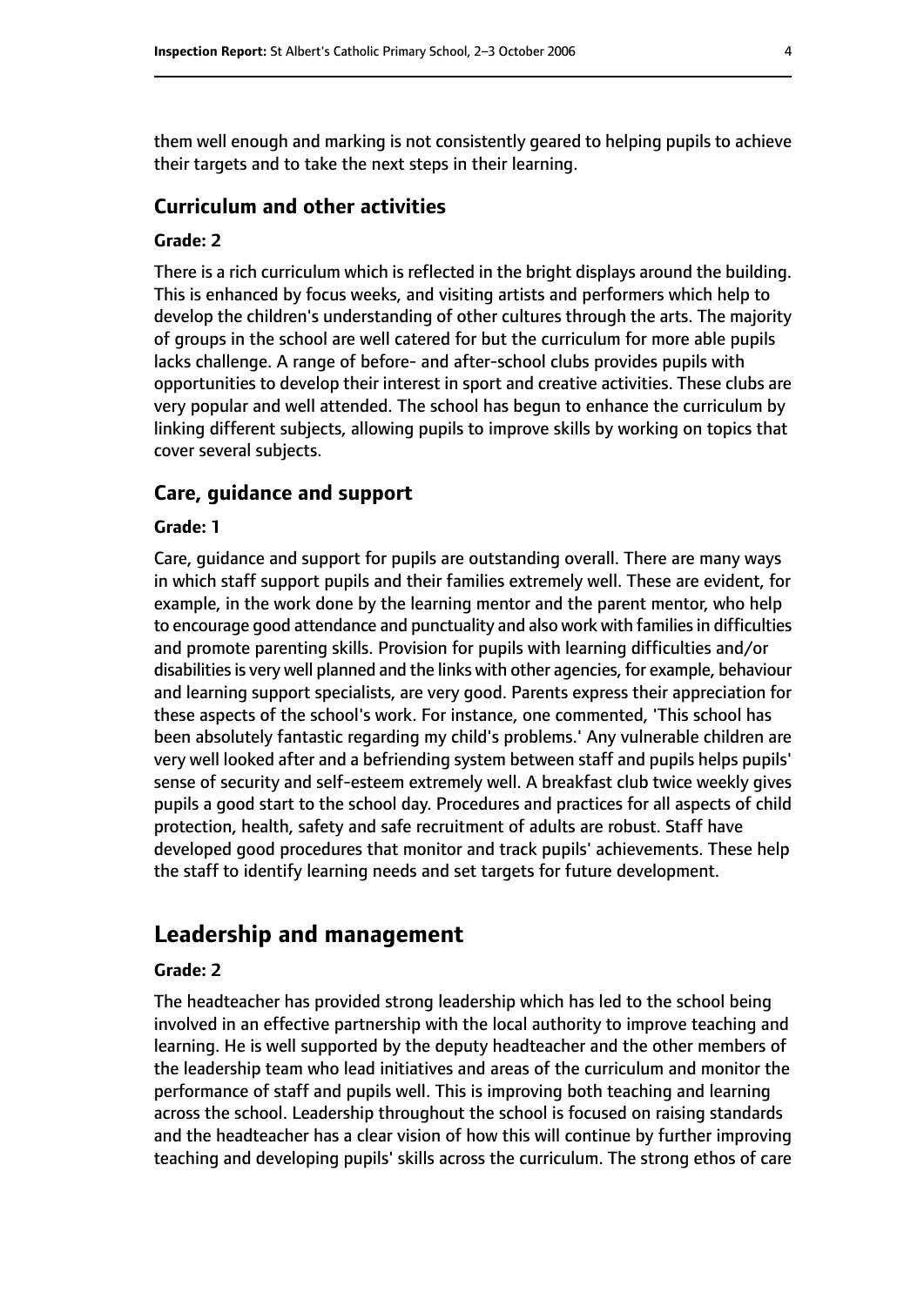them well enough and marking is not consistently geared to helping pupils to achieve their targets and to take the next steps in their learning.

### Curriculum and other activities

#### Grade: 2

There is a rich curriculum which is reflected in the bright displays around the building. This is enhanced by focus weeks, and visiting artists and performers which help to develop the children's understanding of other cultures through the arts. The majority of groups in the school are well catered for but the curriculum for more able pupils lacks challenge. A range of before- and after-school clubs provides pupils with opportunities to develop their interest in sport and creative activities. These clubs are very popular and well attended. The school has begun to enhance the curriculum by linking different subjects, allowing pupils to improve skills by working on topics that cover several subjects.

### Care, guidance and support

#### Grade: 1

Care, guidance and support for pupils are outstanding overall. There are many ways in which staff support pupils and their families extremely well. These are evident, for example, in the work done by the learning mentor and the parent mentor, who help to encourage good attendance and punctuality and also work with families in difficulties and promote parenting skills. Provision for pupils with learning difficulties and/or disabilities is very well planned and the links with other agencies, for example, behaviour and learning support specialists, are very good. Parents express their appreciation for these aspects of the school's work. For instance, one commented, 'This school has been absolutely fantastic regarding my child's problems.' Any vulnerable children are very well looked after and a befriending system between staff and pupils helps pupils' sense of security and self-esteem extremely well. A breakfast club twice weekly gives pupils a good start to the school day. Procedures and practices for all aspects of child protection, health, safety and safe recruitment of adults are robust. Staff have developed good procedures that monitor and track pupils' achievements. These help the staff to identify learning needs and set targets for future development.

## Leadership and management

#### Grade: 2

The headteacher has provided strong leadership which has led to the school being involved in an effective partnership with the local authority to improve teaching and learning. He is well supported by the deputy headteacher and the other members of the leadership team who lead initiatives and areas of the curriculum and monitor the performance of staff and pupils well. This is improving both teaching and learning across the school. Leadership throughout the school is focused on raising standards and the headteacher has a clear vision of how this will continue by further improving teaching and developing pupils' skills across the curriculum. The strong ethos of care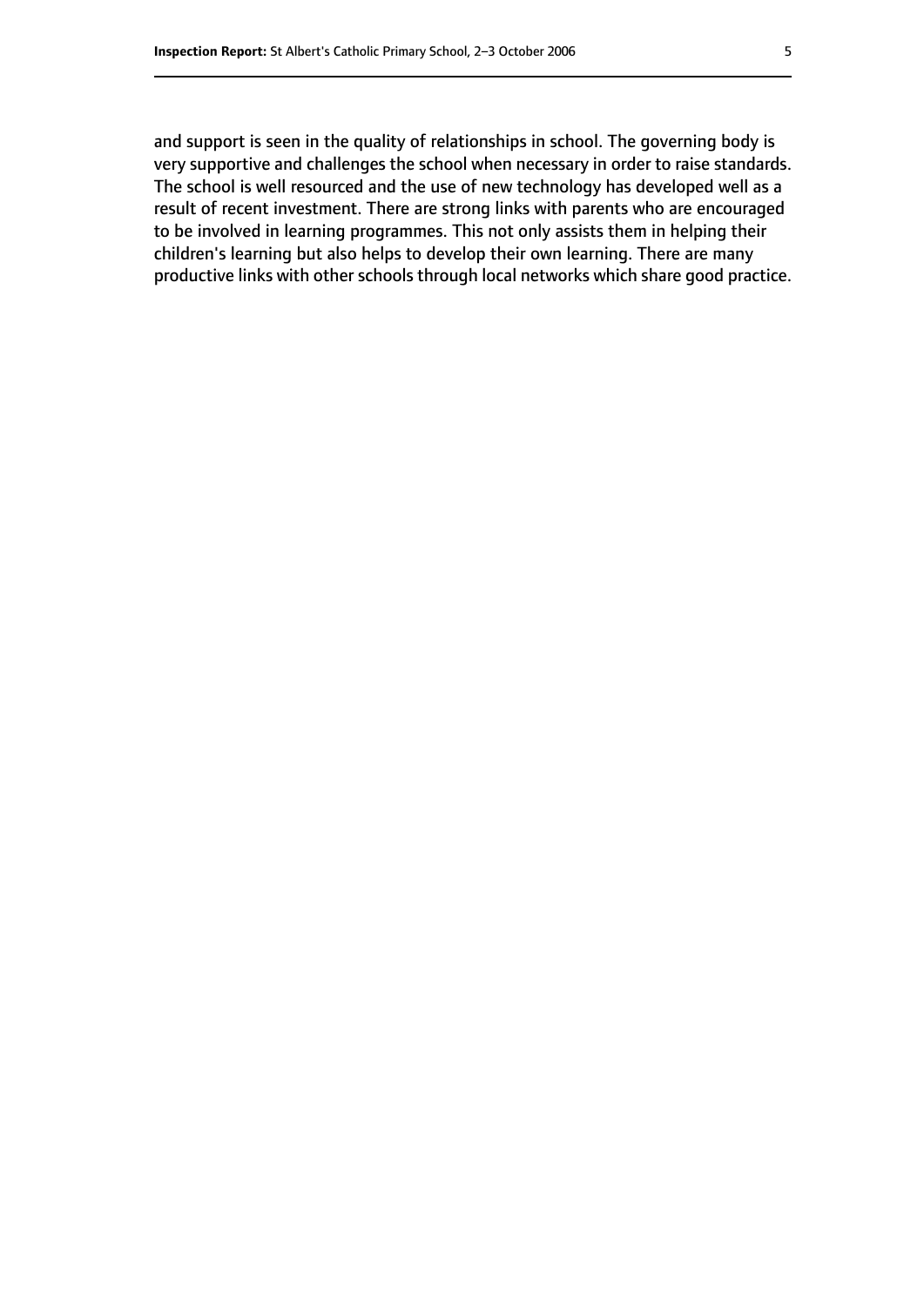and support is seen in the quality of relationships in school. The governing body is very supportive and challenges the school when necessary in order to raise standards. The school is well resourced and the use of new technology has developed well as a result of recent investment. There are strong links with parents who are encouraged to be involved in learning programmes. This not only assists them in helping their children's learning but also helps to develop their own learning. There are many productive links with other schools through local networks which share good practice.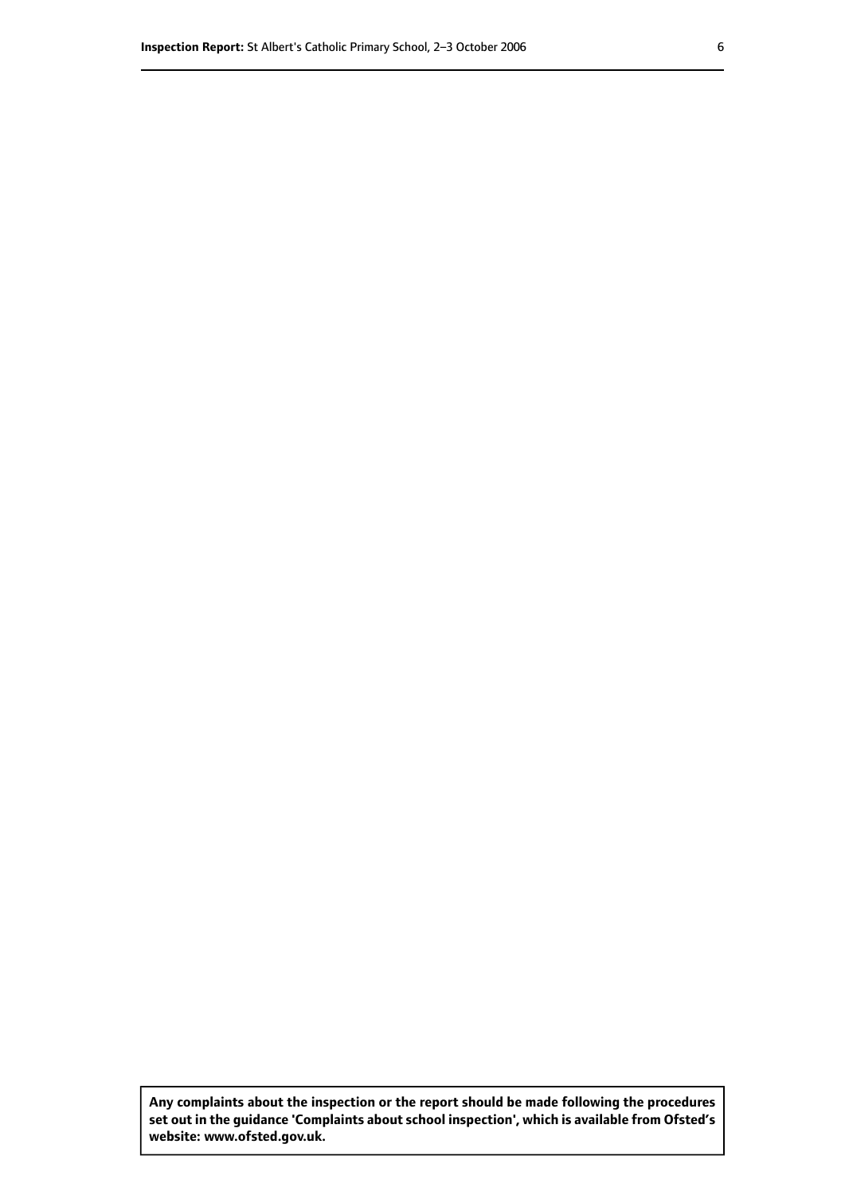**Any complaints about the inspection or the report should be made following the procedures set out in the guidance 'Complaints about school inspection', which is available from Ofsted's website: www.ofsted.gov.uk.**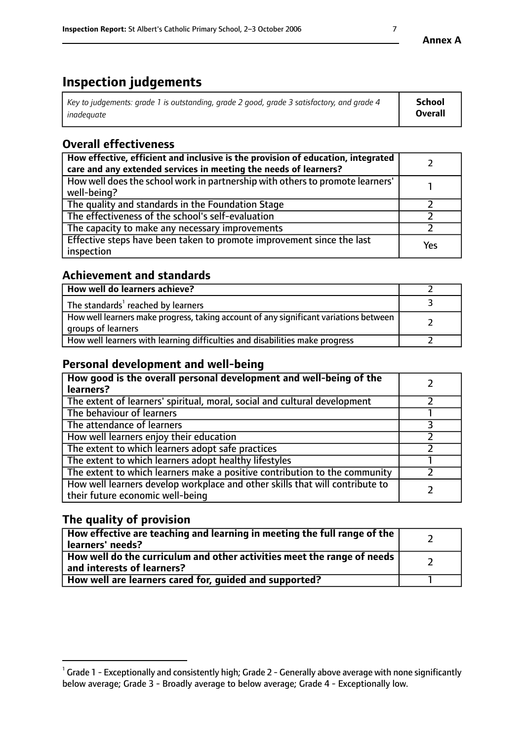# Inspection judgements

| *Key to judgements: grade 1 is outstanding, grade 2 good, grade 3 satisfactory, and grade 4 inadequate* | **School Overall** |
|---|---|

## Overall effectiveness

| | |
|---|---|
| **How effective, efficient and inclusive is the provision of education, integrated care and any extended services in meeting the needs of learners?** | 2 |
| How well does the school work in partnership with others to promote learners' well-being? | 1 |
| The quality and standards in the Foundation Stage | 2 |
| The effectiveness of the school's self-evaluation | 2 |
| The capacity to make any necessary improvements | 2 |
| Effective steps have been taken to promote improvement since the last inspection | Yes |

## Achievement and standards

| | |
|---|---|
| **How well do learners achieve?** | 2 |
| The standards[1] reached by learners | 3 |
| How well learners make progress, taking account of any significant variations between groups of learners | 2 |
| How well learners with learning difficulties and disabilities make progress | 2 |

## Personal development and well-being

| | |
|---|---|
| **How good is the overall personal development and well-being of the learners?** | 2 |
| The extent of learners' spiritual, moral, social and cultural development | 2 |
| The behaviour of learners | 1 |
| The attendance of learners | 3 |
| How well learners enjoy their education | 2 |
| The extent to which learners adopt safe practices | 2 |
| The extent to which learners adopt healthy lifestyles | 1 |
| The extent to which learners make a positive contribution to the community | 2 |
| How well learners develop workplace and other skills that will contribute to their future economic well-being | 2 |

## The quality of provision

| | |
|---|---|
| **How effective are teaching and learning in meeting the full range of the learners' needs?** | 2 |
| **How well do the curriculum and other activities meet the range of needs and interests of learners?** | 2 |
| **How well are learners cared for, guided and supported?** | 1 |

[1] Grade 1 - Exceptionally and consistently high; Grade 2 - Generally above average with none significantly below average; Grade 3 - Broadly average to below average; Grade 4 - Exceptionally low.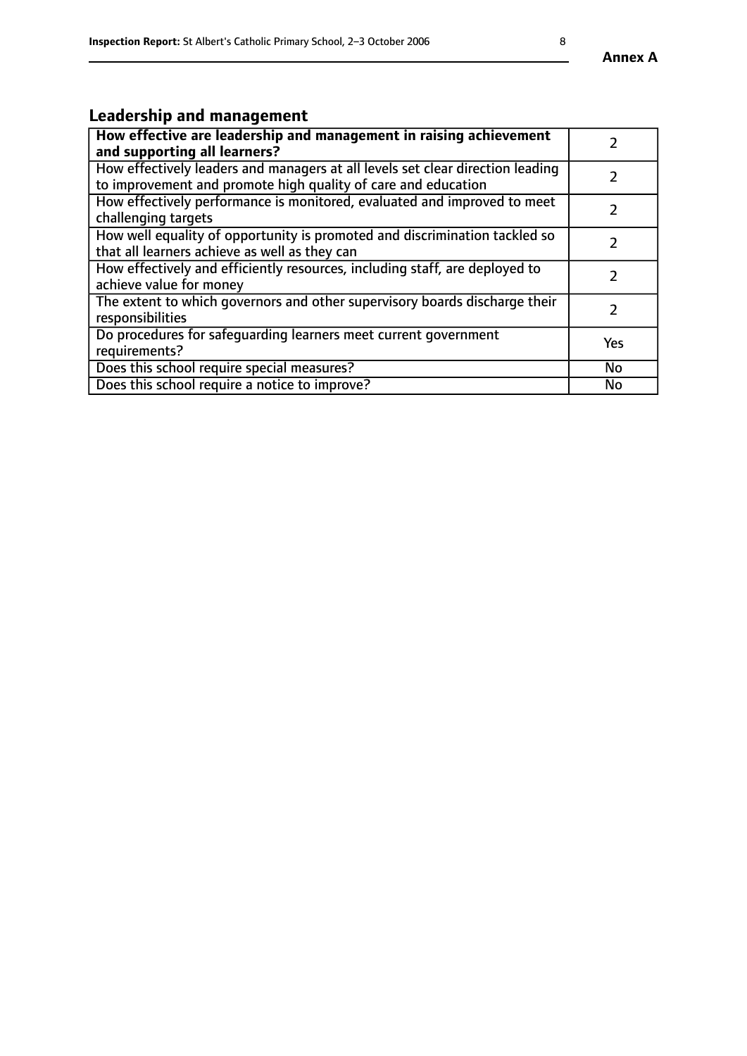## Leadership and management

| **How effective are leadership and management in raising achievement and supporting all learners?** | 2 |
|---|---|
| How effectively leaders and managers at all levels set clear direction leading to improvement and promote high quality of care and education | 2 |
| How effectively performance is monitored, evaluated and improved to meet challenging targets | 2 |
| How well equality of opportunity is promoted and discrimination tackled so that all learners achieve as well as they can | 2 |
| How effectively and efficiently resources, including staff, are deployed to achieve value for money | 2 |
| The extent to which governors and other supervisory boards discharge their responsibilities | 2 |
| Do procedures for safeguarding learners meet current government requirements? | Yes |
| Does this school require special measures? | No |
| Does this school require a notice to improve? | No |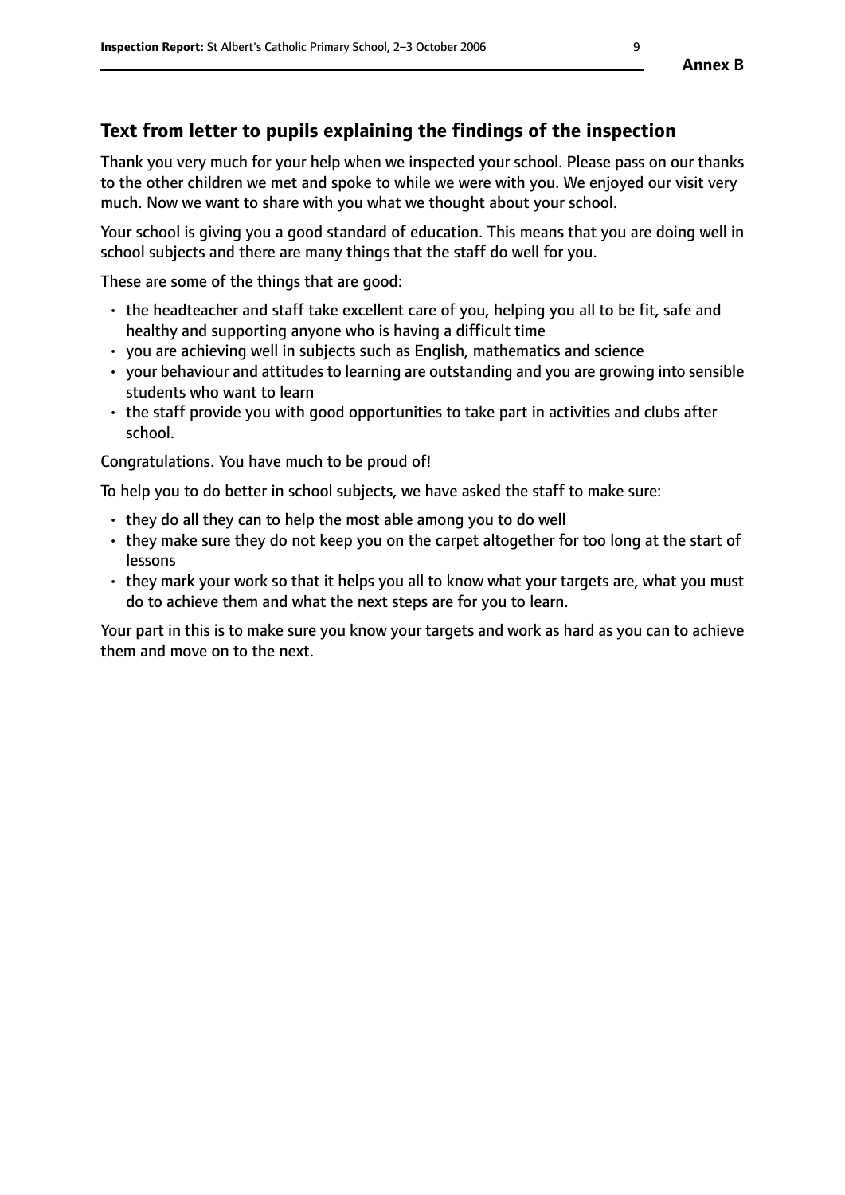## Text from letter to pupils explaining the findings of the inspection

Thank you very much for your help when we inspected your school. Please pass on our thanks to the other children we met and spoke to while we were with you. We enjoyed our visit very much. Now we want to share with you what we thought about your school.

Your school is giving you a good standard of education. This means that you are doing well in school subjects and there are many things that the staff do well for you.

These are some of the things that are good:

- the headteacher and staff take excellent care of you, helping you all to be fit, safe and healthy and supporting anyone who is having a difficult time
- you are achieving well in subjects such as English, mathematics and science
- your behaviour and attitudes to learning are outstanding and you are growing into sensible students who want to learn
- the staff provide you with good opportunities to take part in activities and clubs after school.

Congratulations. You have much to be proud of!

To help you to do better in school subjects, we have asked the staff to make sure:

- they do all they can to help the most able among you to do well
- they make sure they do not keep you on the carpet altogether for too long at the start of lessons
- they mark your work so that it helps you all to know what your targets are, what you must do to achieve them and what the next steps are for you to learn.

Your part in this is to make sure you know your targets and work as hard as you can to achieve them and move on to the next.